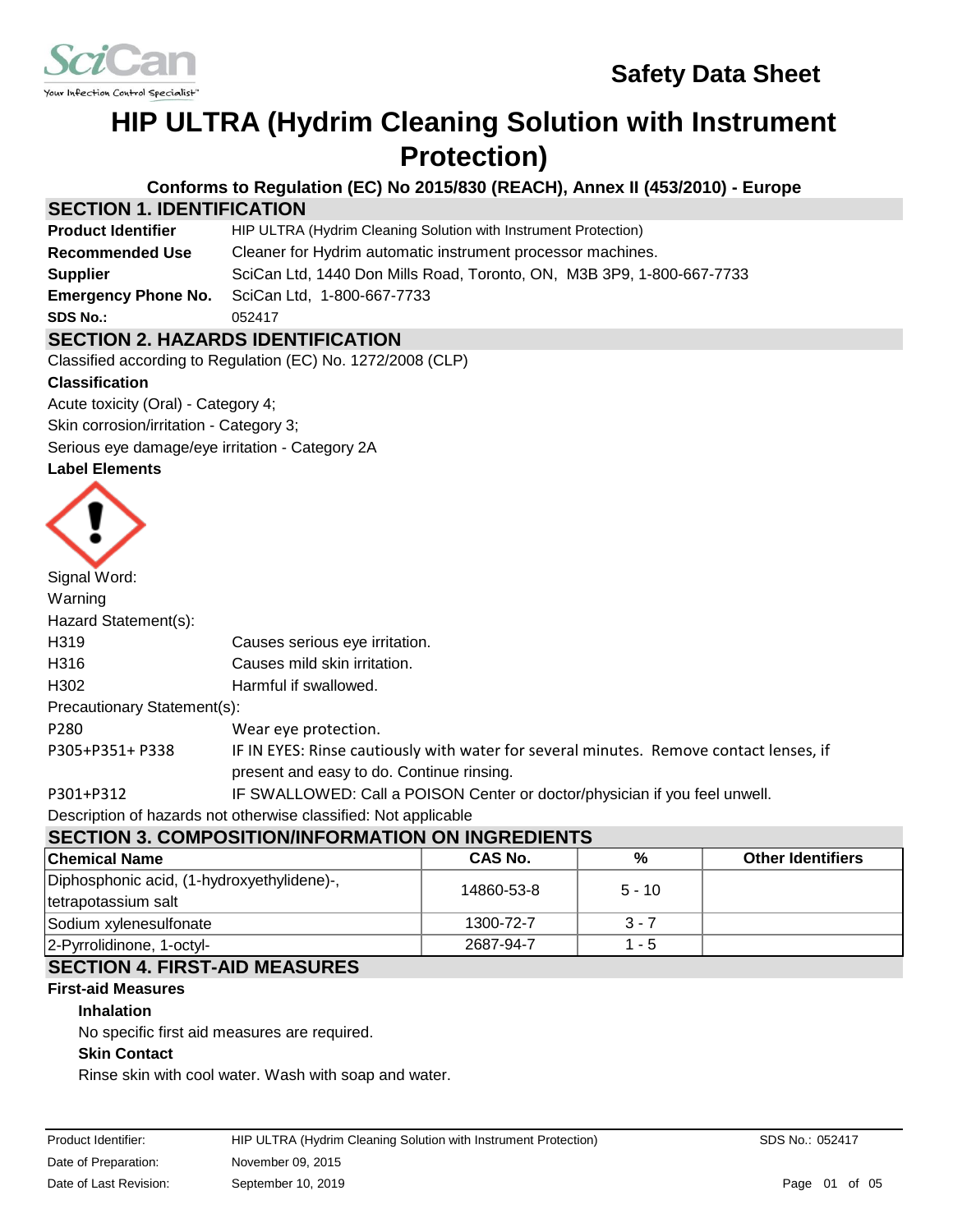# Safety Data Sheet

# HIP ULTRA (Hydrim Cleaning Solution with Instrument Protection)

**Conforms to Regulation (EC) No 2015/830 (REACH), Annex II (453/2010) - Europe**

## SECTION 1. IDENTIFICATION

| | |
|---|---|
| **Product Identifier** | HIP ULTRA (Hydrim Cleaning Solution with Instrument Protection) |
| **Recommended Use** | Cleaner for Hydrim automatic instrument processor machines. |
| **Supplier** | SciCan Ltd, 1440 Don Mills Road, Toronto, ON, M3B 3P9, 1-800-667-7733 |
| **Emergency Phone No.** | SciCan Ltd, 1-800-667-7733 |
| **SDS No.:** | 052417 |

## SECTION 2. HAZARDS IDENTIFICATION

Classified according to Regulation (EC) No. 1272/2008 (CLP)

**Classification**

Acute toxicity (Oral) - Category 4;

Skin corrosion/irritation - Category 3;

Serious eye damage/eye irritation - Category 2A

**Label Elements**

Signal Word:

Warning

Hazard Statement(s):

| | |
|---|---|
| H319 | Causes serious eye irritation. |
| H316 | Causes mild skin irritation. |
| H302 | Harmful if swallowed. |

Precautionary Statement(s):

| | |
|---|---|
| P280 | Wear eye protection. |
| P305+P351+ P338 | IF IN EYES: Rinse cautiously with water for several minutes. Remove contact lenses, if present and easy to do. Continue rinsing. |
| P301+P312 | IF SWALLOWED: Call a POISON Center or doctor/physician if you feel unwell. |

Description of hazards not otherwise classified: Not applicable

## SECTION 3. COMPOSITION/INFORMATION ON INGREDIENTS

| Chemical Name | CAS No. | % | Other Identifiers |
|---|---|---|---|
| Diphosphonic acid, (1-hydroxyethylidene)-, tetrapotassium salt | 14860-53-8 | 5 - 10 | |
| Sodium xylenesulfonate | 1300-72-7 | 3 - 7 | |
| 2-Pyrrolidinone, 1-octyl- | 2687-94-7 | 1 - 5 | |

## SECTION 4. FIRST-AID MEASURES

**First-aid Measures**

**Inhalation**

No specific first aid measures are required.

**Skin Contact**

Rinse skin with cool water. Wash with soap and water.

| | | |
|---|---|---|
| Product Identifier: | HIP ULTRA (Hydrim Cleaning Solution with Instrument Protection) | SDS No.: 052417 |
| Date of Preparation: | November 09, 2015 | |
| Date of Last Revision: | September 10, 2019 | |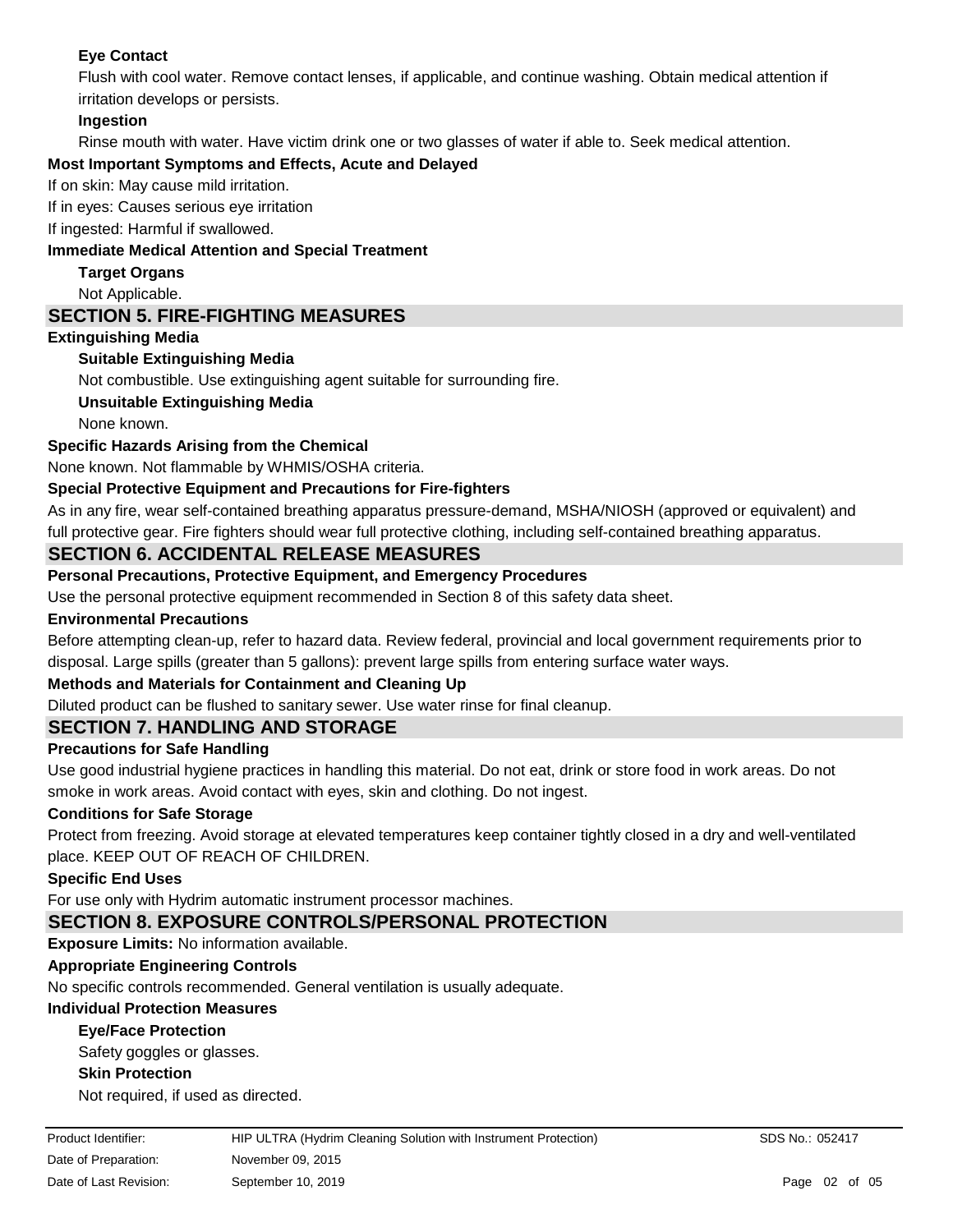**Eye Contact**

Flush with cool water. Remove contact lenses, if applicable, and continue washing. Obtain medical attention if irritation develops or persists.

**Ingestion**

Rinse mouth with water. Have victim drink one or two glasses of water if able to. Seek medical attention.

**Most Important Symptoms and Effects, Acute and Delayed**

If on skin: May cause mild irritation.

If in eyes: Causes serious eye irritation

If ingested: Harmful if swallowed.

**Immediate Medical Attention and Special Treatment**

**Target Organs**

Not Applicable.

## SECTION 5. FIRE-FIGHTING MEASURES

**Extinguishing Media**

**Suitable Extinguishing Media**

Not combustible. Use extinguishing agent suitable for surrounding fire.

**Unsuitable Extinguishing Media**

None known.

**Specific Hazards Arising from the Chemical**

None known. Not flammable by WHMIS/OSHA criteria.

**Special Protective Equipment and Precautions for Fire-fighters**

As in any fire, wear self-contained breathing apparatus pressure-demand, MSHA/NIOSH (approved or equivalent) and full protective gear. Fire fighters should wear full protective clothing, including self-contained breathing apparatus.

## SECTION 6. ACCIDENTAL RELEASE MEASURES

**Personal Precautions, Protective Equipment, and Emergency Procedures**

Use the personal protective equipment recommended in Section 8 of this safety data sheet.

**Environmental Precautions**

Before attempting clean-up, refer to hazard data. Review federal, provincial and local government requirements prior to disposal. Large spills (greater than 5 gallons): prevent large spills from entering surface water ways.

**Methods and Materials for Containment and Cleaning Up**

Diluted product can be flushed to sanitary sewer. Use water rinse for final cleanup.

## SECTION 7. HANDLING AND STORAGE

**Precautions for Safe Handling**

Use good industrial hygiene practices in handling this material. Do not eat, drink or store food in work areas. Do not smoke in work areas. Avoid contact with eyes, skin and clothing. Do not ingest.

**Conditions for Safe Storage**

Protect from freezing. Avoid storage at elevated temperatures keep container tightly closed in a dry and well-ventilated place. KEEP OUT OF REACH OF CHILDREN.

**Specific End Uses**

For use only with Hydrim automatic instrument processor machines.

## SECTION 8. EXPOSURE CONTROLS/PERSONAL PROTECTION

**Exposure Limits:** No information available.

**Appropriate Engineering Controls**

No specific controls recommended. General ventilation is usually adequate.

**Individual Protection Measures**

**Eye/Face Protection**

Safety goggles or glasses.

**Skin Protection**

Not required, if used as directed.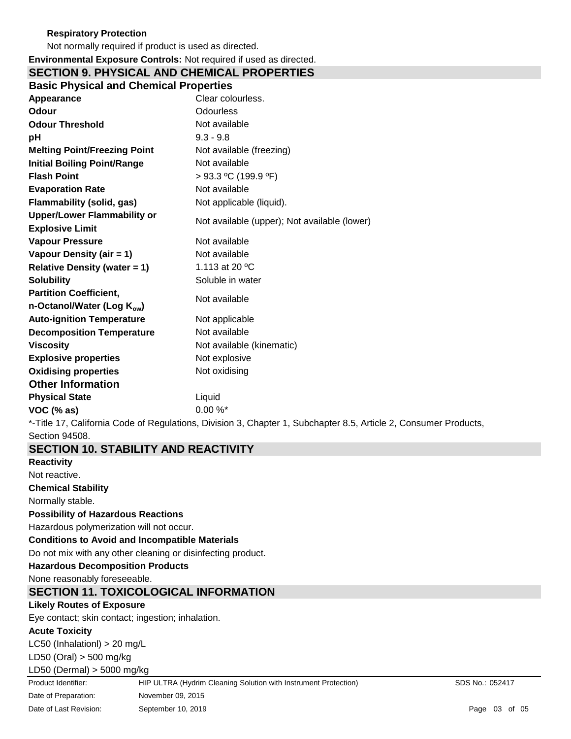**Respiratory Protection**

Not normally required if product is used as directed.

**Environmental Exposure Controls:** Not required if used as directed.

## SECTION 9. PHYSICAL AND CHEMICAL PROPERTIES

### Basic Physical and Chemical Properties

| | |
|---|---|
| **Appearance** | Clear colourless. |
| **Odour** | Odourless |
| **Odour Threshold** | Not available |
| **pH** | 9.3 - 9.8 |
| **Melting Point/Freezing Point** | Not available (freezing) |
| **Initial Boiling Point/Range** | Not available |
| **Flash Point** | > 93.3 ºC (199.9 ºF) |
| **Evaporation Rate** | Not available |
| **Flammability (solid, gas)** | Not applicable (liquid). |
| **Upper/Lower Flammability or Explosive Limit** | Not available (upper); Not available (lower) |
| **Vapour Pressure** | Not available |
| **Vapour Density (air = 1)** | Not available |
| **Relative Density (water = 1)** | 1.113 at 20 ºC |
| **Solubility** | Soluble in water |
| **Partition Coefficient, n-Octanol/Water (Log $K_{ow}$)** | Not available |
| **Auto-ignition Temperature** | Not applicable |
| **Decomposition Temperature** | Not available |
| **Viscosity** | Not available (kinematic) |
| **Explosive properties** | Not explosive |
| **Oxidising properties** | Not oxidising |

### Other Information

| | |
|---|---|
| **Physical State** | Liquid |
| **VOC (% as)** | 0.00 %* |

*-Title 17, California Code of Regulations, Division 3, Chapter 1, Subchapter 8.5, Article 2, Consumer Products, Section 94508.

## SECTION 10. STABILITY AND REACTIVITY

**Reactivity**

Not reactive.

**Chemical Stability**

Normally stable.

**Possibility of Hazardous Reactions**

Hazardous polymerization will not occur.

**Conditions to Avoid and Incompatible Materials**

Do not mix with any other cleaning or disinfecting product.

**Hazardous Decomposition Products**

None reasonably foreseeable.

## SECTION 11. TOXICOLOGICAL INFORMATION

**Likely Routes of Exposure**

Eye contact; skin contact; ingestion; inhalation.

**Acute Toxicity**

LC50 (Inhalationl) > 20 mg/L

LD50 (Oral) > 500 mg/kg

LD50 (Dermal) > 5000 mg/kg

| | | |
|---|---|---|
| Product Identifier: | HIP ULTRA (Hydrim Cleaning Solution with Instrument Protection) | SDS No.: 052417 |
| Date of Preparation: | November 09, 2015 | |
| Date of Last Revision: | September 10, 2019 | |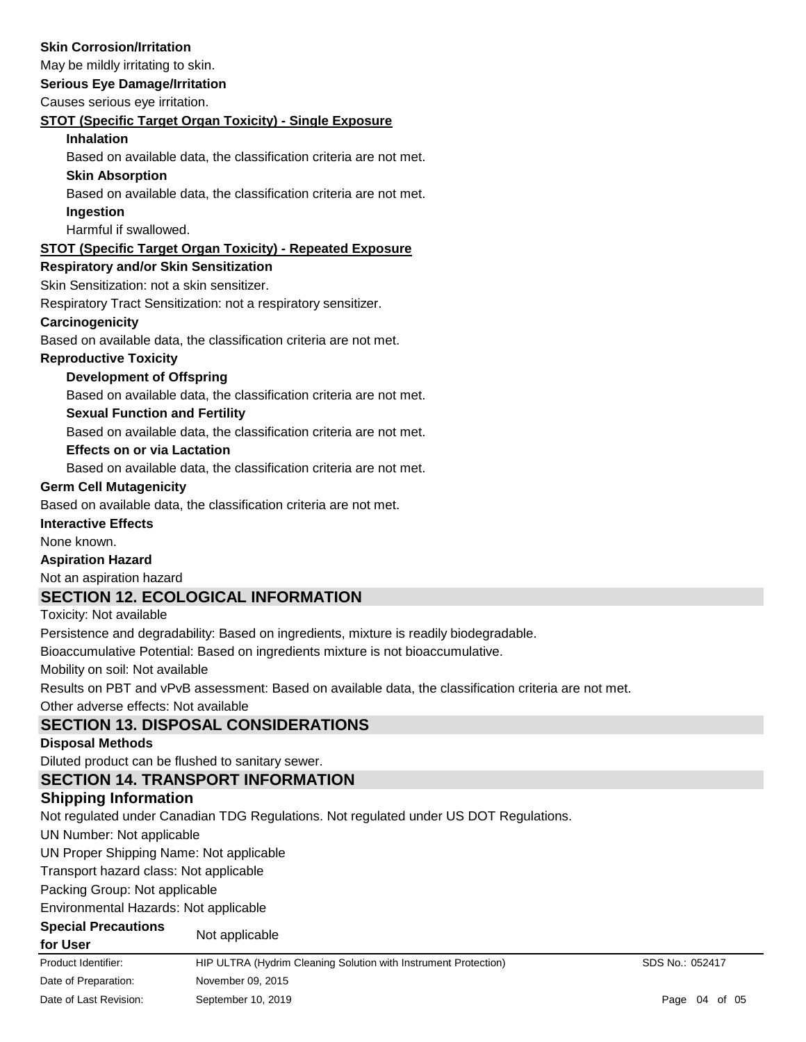**Skin Corrosion/Irritation**

May be mildly irritating to skin.

**Serious Eye Damage/Irritation**

Causes serious eye irritation.

**STOT (Specific Target Organ Toxicity) - Single Exposure**

**Inhalation**

Based on available data, the classification criteria are not met.

**Skin Absorption**

Based on available data, the classification criteria are not met.

**Ingestion**

Harmful if swallowed.

**STOT (Specific Target Organ Toxicity) - Repeated Exposure**

**Respiratory and/or Skin Sensitization**

Skin Sensitization: not a skin sensitizer.

Respiratory Tract Sensitization: not a respiratory sensitizer.

**Carcinogenicity**

Based on available data, the classification criteria are not met.

**Reproductive Toxicity**

**Development of Offspring**

Based on available data, the classification criteria are not met.

**Sexual Function and Fertility**

Based on available data, the classification criteria are not met.

**Effects on or via Lactation**

Based on available data, the classification criteria are not met.

**Germ Cell Mutagenicity**

Based on available data, the classification criteria are not met.

**Interactive Effects**

None known.

**Aspiration Hazard**

Not an aspiration hazard

## SECTION 12. ECOLOGICAL INFORMATION

Toxicity: Not available

Persistence and degradability: Based on ingredients, mixture is readily biodegradable.

Bioaccumulative Potential: Based on ingredients mixture is not bioaccumulative.

Mobility on soil: Not available

Results on PBT and vPvB assessment: Based on available data, the classification criteria are not met.

Other adverse effects: Not available

## SECTION 13. DISPOSAL CONSIDERATIONS

**Disposal Methods**

Diluted product can be flushed to sanitary sewer.

## SECTION 14. TRANSPORT INFORMATION

### Shipping Information

Not regulated under Canadian TDG Regulations. Not regulated under US DOT Regulations.

UN Number: Not applicable

UN Proper Shipping Name: Not applicable

Transport hazard class: Not applicable

Packing Group: Not applicable

Environmental Hazards: Not applicable

**Special Precautions for User** Not applicable

| Product Identifier: | HIP ULTRA (Hydrim Cleaning Solution with Instrument Protection) | SDS No.: 052417 |
|---|---|---|
| Date of Preparation: | November 09, 2015 | |
| Date of Last Revision: | September 10, 2019 | |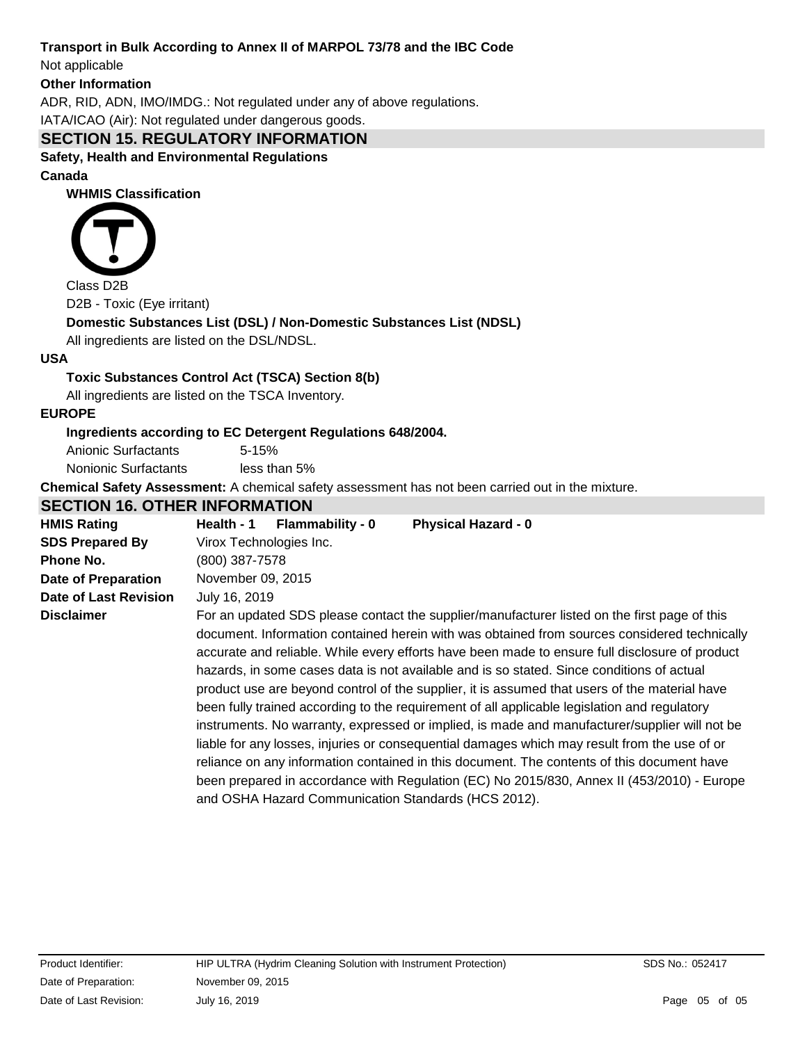**Transport in Bulk According to Annex II of MARPOL 73/78 and the IBC Code**

Not applicable

**Other Information**

ADR, RID, ADN, IMO/IMDG.: Not regulated under any of above regulations.

IATA/ICAO (Air): Not regulated under dangerous goods.

## SECTION 15. REGULATORY INFORMATION

**Safety, Health and Environmental Regulations**

**Canada**

**WHMIS Classification**

Class D2B

D2B - Toxic (Eye irritant)

**Domestic Substances List (DSL) / Non-Domestic Substances List (NDSL)**

All ingredients are listed on the DSL/NDSL.

**USA**

**Toxic Substances Control Act (TSCA) Section 8(b)**

All ingredients are listed on the TSCA Inventory.

**EUROPE**

**Ingredients according to EC Detergent Regulations 648/2004.**

| | |
|---|---|
| Anionic Surfactants | 5-15% |
| Nonionic Surfactants | less than 5% |

**Chemical Safety Assessment:** A chemical safety assessment has not been carried out in the mixture.

## SECTION 16. OTHER INFORMATION

| | |
|---|---|
| **HMIS Rating** | **Health - 1 Flammability - 0 Physical Hazard - 0** |
| **SDS Prepared By** | Virox Technologies Inc. |
| **Phone No.** | (800) 387-7578 |
| **Date of Preparation** | November 09, 2015 |
| **Date of Last Revision** | July 16, 2019 |
| **Disclaimer** | For an updated SDS please contact the supplier/manufacturer listed on the first page of this document. Information contained herein with was obtained from sources considered technically accurate and reliable. While every efforts have been made to ensure full disclosure of product hazards, in some cases data is not available and is so stated. Since conditions of actual product use are beyond control of the supplier, it is assumed that users of the material have been fully trained according to the requirement of all applicable legislation and regulatory instruments. No warranty, expressed or implied, is made and manufacturer/supplier will not be liable for any losses, injuries or consequential damages which may result from the use of or reliance on any information contained in this document. The contents of this document have been prepared in accordance with Regulation (EC) No 2015/830, Annex II (453/2010) - Europe and OSHA Hazard Communication Standards (HCS 2012). |